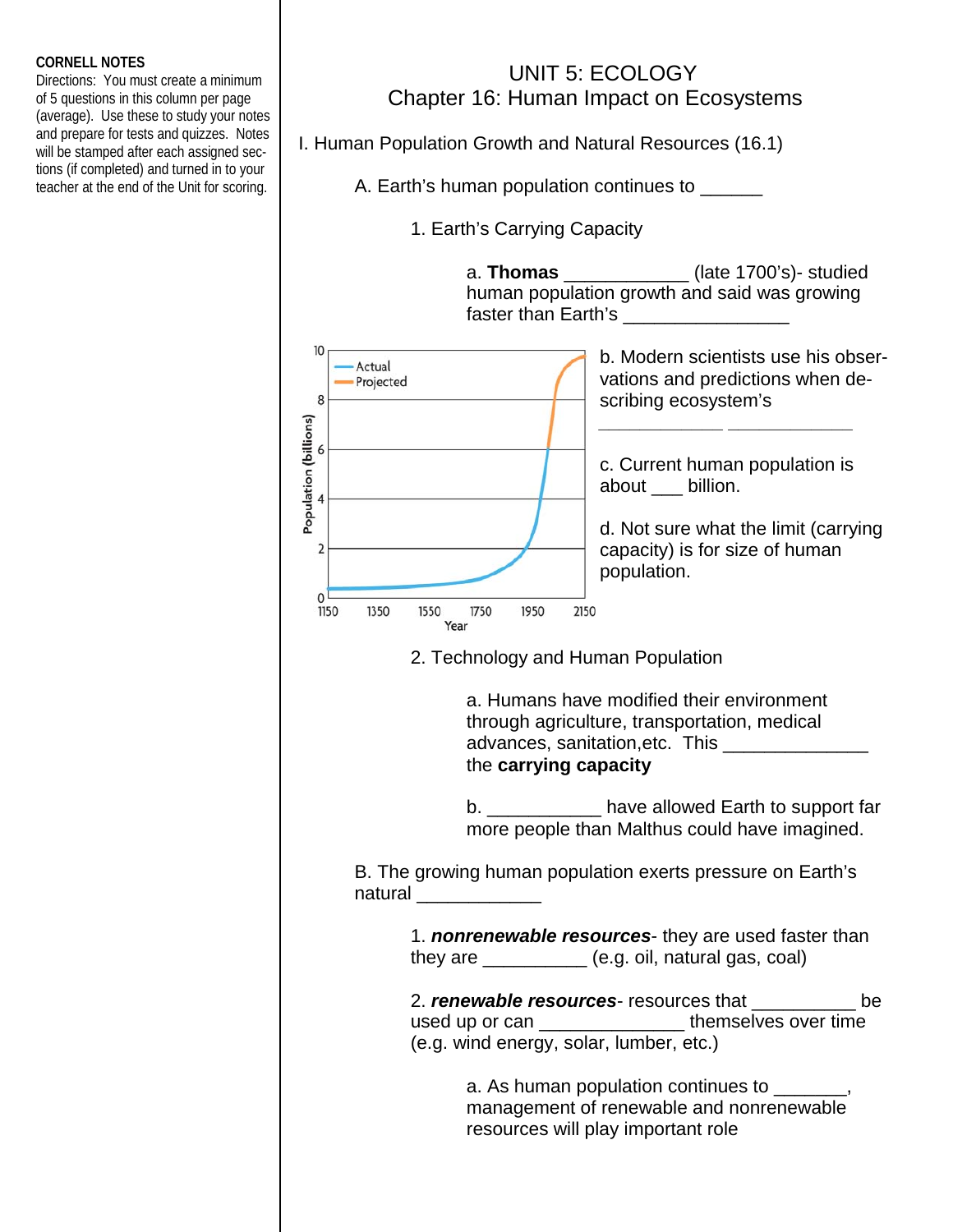**CORNELL NOTES**

Directions: You must create a minimum of 5 questions in this column per page (average). Use these to study your notes and prepare for tests and quizzes. Notes will be stamped after each assigned sections (if completed) and turned in to your teacher at the end of the Unit for scoring.

# UNIT 5: ECOLOGY
## Chapter 16: Human Impact on Ecosystems

I. Human Population Growth and Natural Resources (16.1)

A. Earth's human population continues to ______

1. Earth's Carrying Capacity

a. **Thomas** ____________ (late 1700's)- studied human population growth and said was growing faster than Earth's ________________

10
8
6
4
2
0
Population (billions)
Actual
Projected
1150
1350
1550
1750
1950
2150
Year

b. Modern scientists use his observations and predictions when describing ecosystem's ____________ ____________

c. Current human population is about ___ billion.

d. Not sure what the limit (carrying capacity) is for size of human population.

2. Technology and Human Population

a. Humans have modified their environment through agriculture, transportation, medical advances, sanitation,etc. This ______________ the **carrying capacity**

b. ___________ have allowed Earth to support far more people than Malthus could have imagined.

B. The growing human population exerts pressure on Earth's natural ____________

1. ***nonrenewable resources***- they are used faster than they are __________ (e.g. oil, natural gas, coal)

2. ***renewable resources***- resources that __________ be used up or can ______________ themselves over time (e.g. wind energy, solar, lumber, etc.)

a. As human population continues to _______, management of renewable and nonrenewable resources will play important role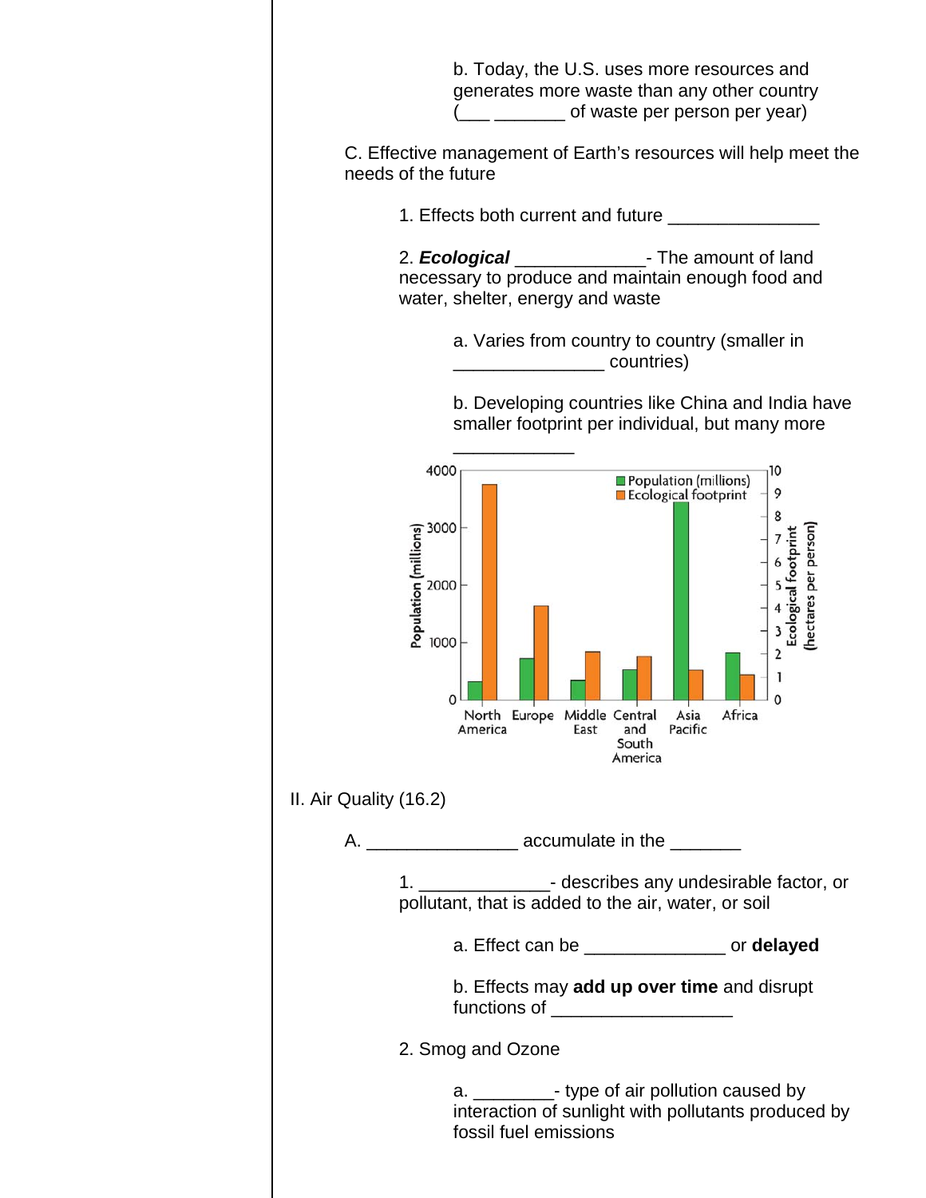b. Today, the U.S. uses more resources and generates more waste than any other country (___ _______ of waste per person per year)

C. Effective management of Earth's resources will help meet the needs of the future

1. Effects both current and future _______________

2. ***Ecological*** _____________- The amount of land necessary to produce and maintain enough food and water, shelter, energy and waste

a. Varies from country to country (smaller in _______________ countries)

b. Developing countries like China and India have smaller footprint per individual, but many more ____________

Population (millions)
Ecological footprint

Population (millions)
4000
3000
2000
1000
0

Ecological footprint (hectares per person)
10
9
8
7
6
5
4
3
2
1
0

North America
Europe
Middle East
Central and South America
Asia Pacific
Africa

II. Air Quality (16.2)

A. _______________ accumulate in the _______

1. _____________- describes any undesirable factor, or pollutant, that is added to the air, water, or soil

a. Effect can be ______________ or **delayed**

b. Effects may **add up over time** and disrupt functions of __________________

2. Smog and Ozone

a. ________- type of air pollution caused by interaction of sunlight with pollutants produced by fossil fuel emissions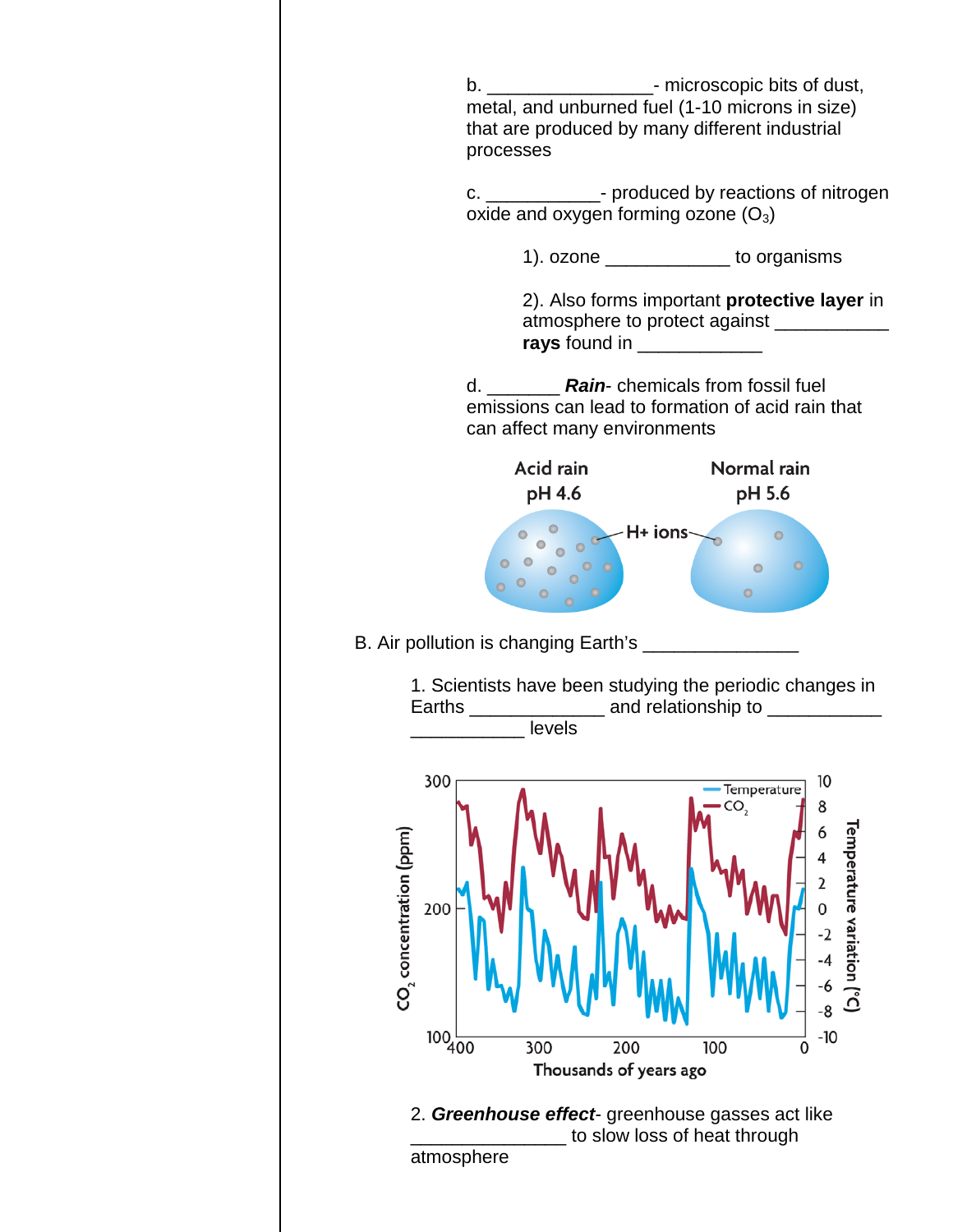b. ________________- microscopic bits of dust, metal, and unburned fuel (1-10 microns in size) that are produced by many different industrial processes

c. ___________- produced by reactions of nitrogen oxide and oxygen forming ozone ($O_3$)

1). ozone ____________ to organisms

2). Also forms important **protective layer** in atmosphere to protect against ___________ **rays** found in ____________

d. _______ ***Rain***- chemicals from fossil fuel emissions can lead to formation of acid rain that can affect many environments

Acid rain
pH 4.6

Normal rain
pH 5.6

H+ ions

B. Air pollution is changing Earth's _______________

1. Scientists have been studying the periodic changes in Earths _____________ and relationship to ___________ ___________ levels

300
200
100
$CO_2$ concentration (ppm)
400
300
200
100
0
Thousands of years ago
10
8
6
4
2
0
-2
-4
-6
-8
-10
Temperature variation (°C)
Temperature
$CO_2$

2. ***Greenhouse effect***- greenhouse gasses act like _______________ to slow loss of heat through atmosphere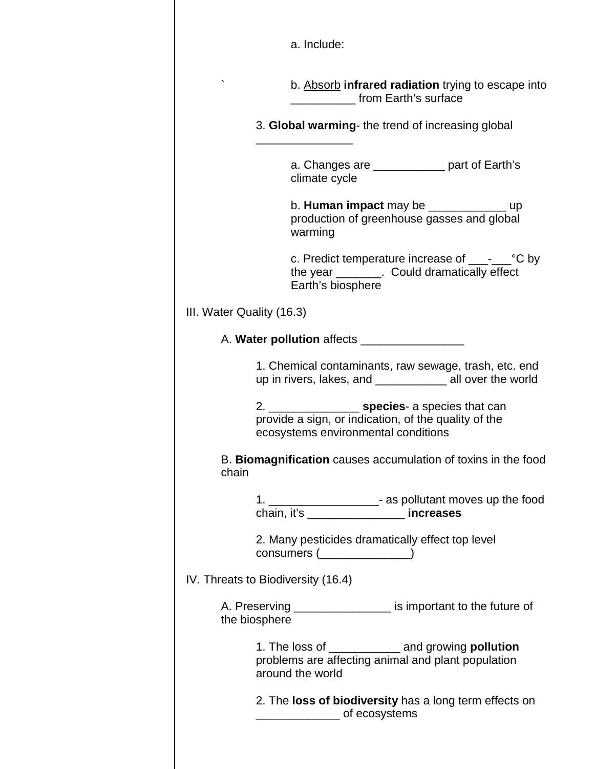a. Include:

`

b. <u>Absorb</u> **infrared radiation** trying to escape into __________ from Earth's surface

3. **Global warming**- the trend of increasing global _______________

a. Changes are ___________ part of Earth's climate cycle

b. **Human impact** may be ____________ up production of greenhouse gasses and global warming

c. Predict temperature increase of ___-___°C by the year _______. Could dramatically effect Earth's biosphere

III. Water Quality (16.3)

A. **Water pollution** affects ________________

1. Chemical contaminants, raw sewage, trash, etc. end up in rivers, lakes, and ___________ all over the world

2. ______________ **species**- a species that can provide a sign, or indication, of the quality of the ecosystems environmental conditions

B. **Biomagnification** causes accumulation of toxins in the food chain

1. _________________- as pollutant moves up the food chain, it's _______________ **increases**

2. Many pesticides dramatically effect top level consumers (______________)

IV. Threats to Biodiversity (16.4)

A. Preserving _______________ is important to the future of the biosphere

1. The loss of ___________ and growing **pollution** problems are affecting animal and plant population around the world

2. The **loss of biodiversity** has a long term effects on _____________ of ecosystems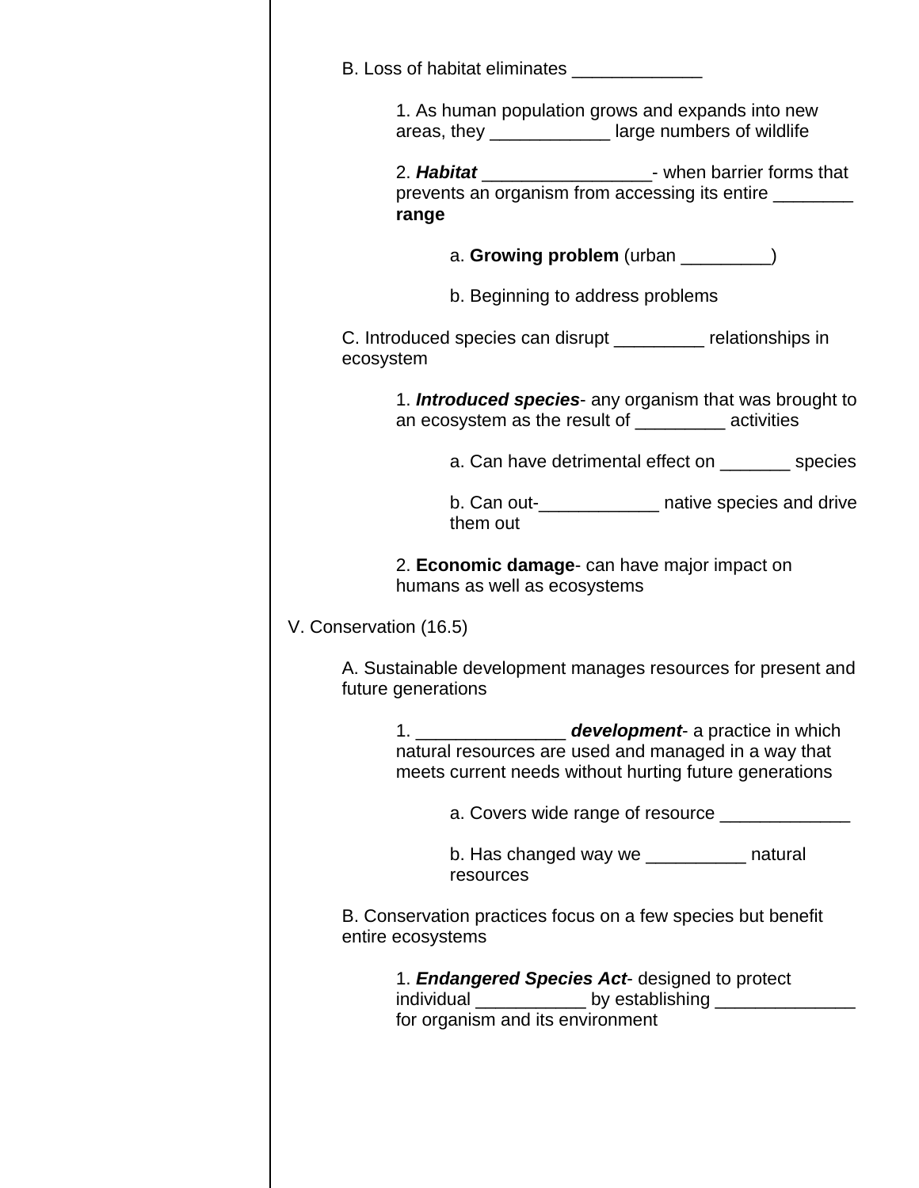B. Loss of habitat eliminates _____________

1. As human population grows and expands into new areas, they ____________ large numbers of wildlife

2. ***Habitat*** _________________- when barrier forms that prevents an organism from accessing its entire ________ **range**

a. **Growing problem** (urban _________)

b. Beginning to address problems

C. Introduced species can disrupt _________ relationships in ecosystem

1. ***Introduced species***- any organism that was brought to an ecosystem as the result of _________ activities

a. Can have detrimental effect on _______ species

b. Can out-____________ native species and drive them out

2. **Economic damage**- can have major impact on humans as well as ecosystems

V. Conservation (16.5)

A. Sustainable development manages resources for present and future generations

1. _______________ ***development***- a practice in which natural resources are used and managed in a way that meets current needs without hurting future generations

a. Covers wide range of resource _____________

b. Has changed way we __________ natural resources

B. Conservation practices focus on a few species but benefit entire ecosystems

1. ***Endangered Species Act***- designed to protect individual ___________ by establishing ______________ for organism and its environment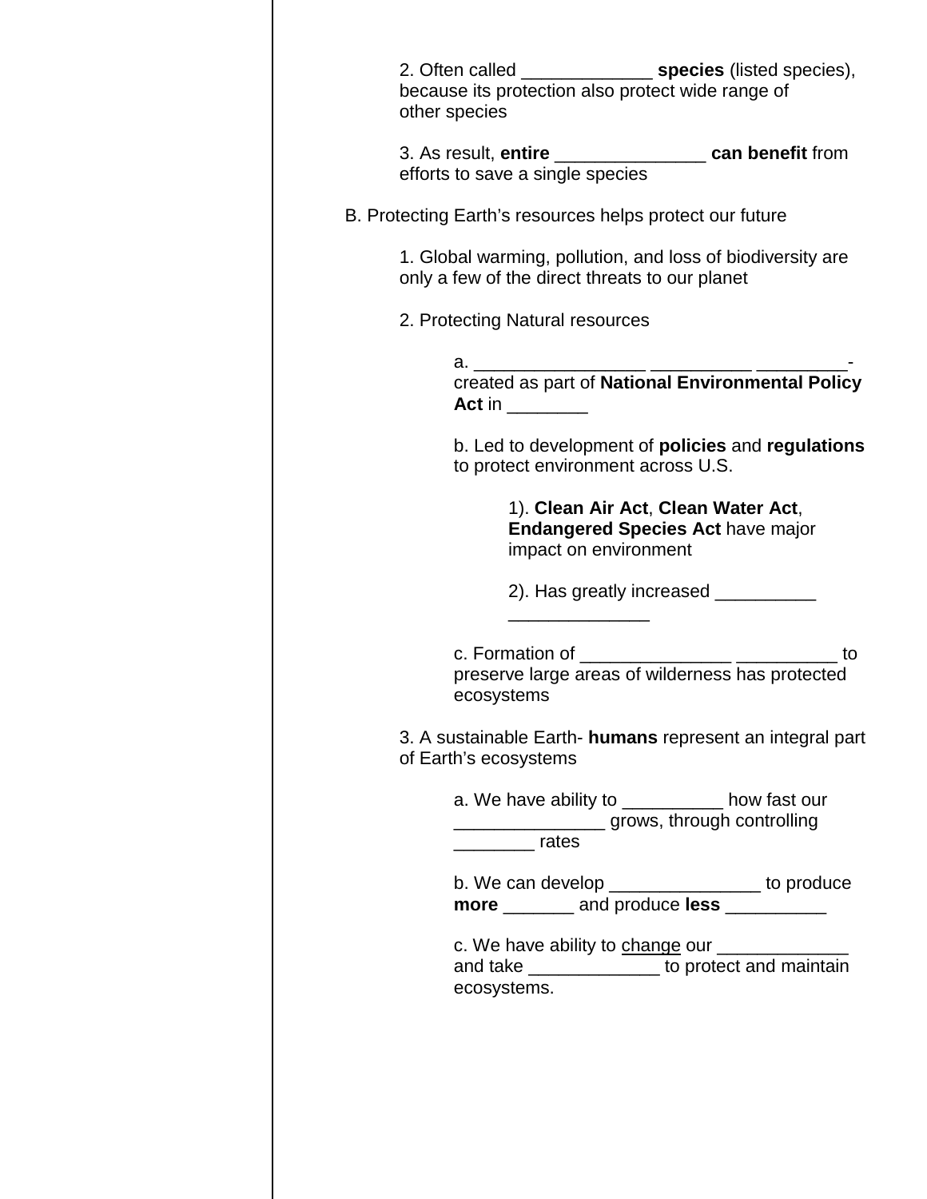2. Often called _____________ **species** (listed species), because its protection also protect wide range of other species

3. As result, **entire** _______________ **can benefit** from efforts to save a single species

B. Protecting Earth's resources helps protect our future

1. Global warming, pollution, and loss of biodiversity are only a few of the direct threats to our planet

2. Protecting Natural resources

a. _________________ __________ _________- created as part of **National Environmental Policy Act** in ________

b. Led to development of **policies** and **regulations** to protect environment across U.S.

1). **Clean Air Act**, **Clean Water Act**, **Endangered Species Act** have major impact on environment

2). Has greatly increased __________ ______________

c. Formation of _______________ __________ to preserve large areas of wilderness has protected ecosystems

3. A sustainable Earth- **humans** represent an integral part of Earth's ecosystems

a. We have ability to __________ how fast our _______________ grows, through controlling ________ rates

b. We can develop _______________ to produce **more** _______ and produce **less** __________

c. We have ability to <u>change</u> our _____________ and take _____________ to protect and maintain ecosystems.